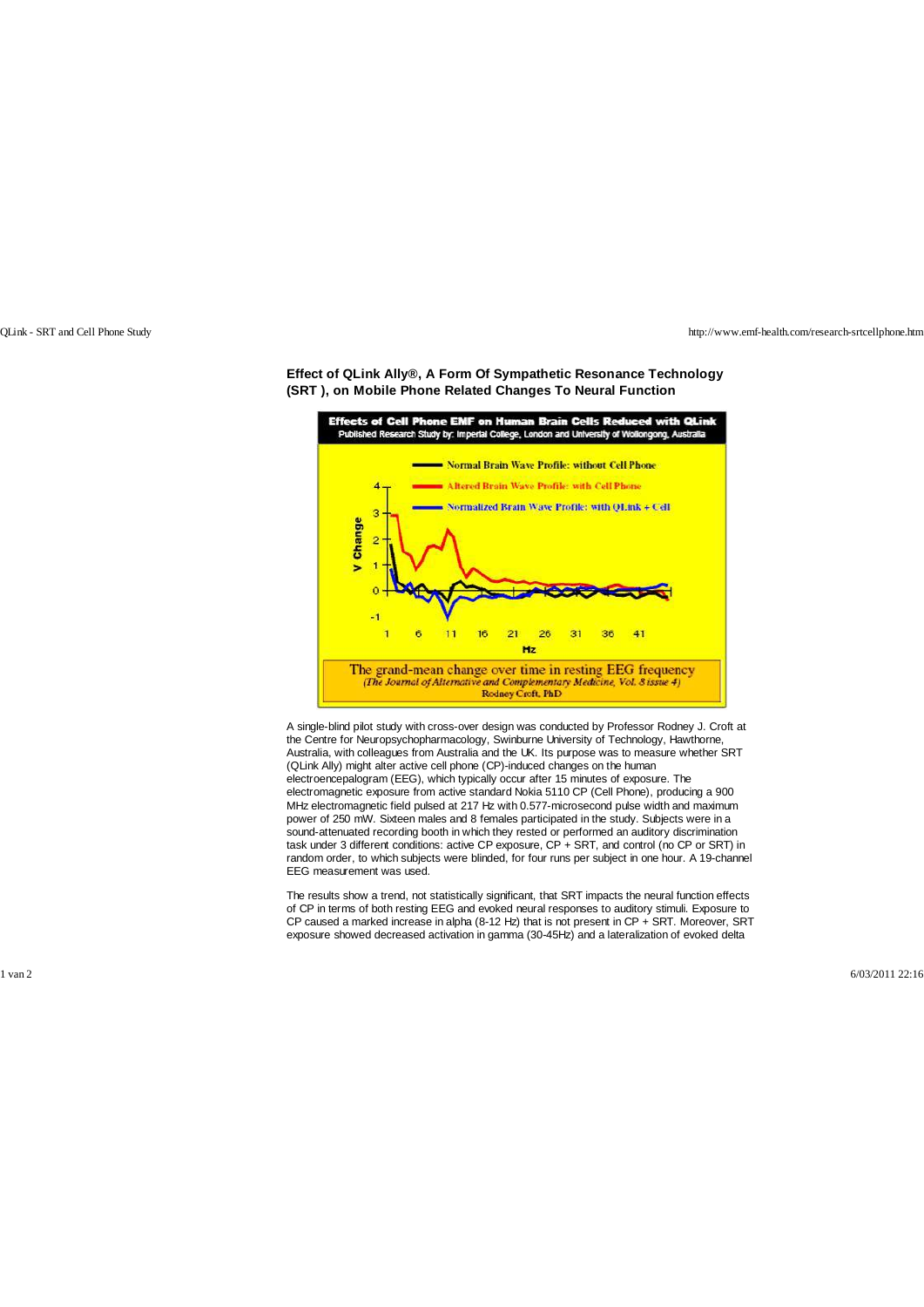**Effect of QLink Ally®, A Form Of Sympathetic Resonance Technology (SRT ), on Mobile Phone Related Changes To Neural Function**

A single-blind pilot study with cross-over design was conducted by Professor Rodney J. Croft at the Centre for Neuropsychopharmacology, Swinburne University of Technology, Hawthorne, Australia, with colleagues from Australia and the UK. Its purpose was to measure whether SRT (QLink Ally) might alter active cell phone (CP)-induced changes on the human electroencepalogram (EEG), which typically occur after 15 minutes of exposure. The electromagnetic exposure from active standard Nokia 5110 CP (Cell Phone), producing a 900 MHz electromagnetic field pulsed at 217 Hz with 0.577-microsecond pulse width and maximum power of 250 mW. Sixteen males and 8 females participated in the study. Subjects were in a sound-attenuated recording booth in which they rested or performed an auditory discrimination task under 3 different conditions: active CP exposure, CP + SRT, and control (no CP or SRT) in random order, to which subjects were blinded, for four runs per subject in one hour. A 19-channel EEG measurement was used.

The results show a trend, not statistically significant, that SRT impacts the neural function effects of CP in terms of both resting EEG and evoked neural responses to auditory stimuli. Exposure to CP caused a marked increase in alpha (8-12 Hz) that is not present in CP + SRT. Moreover, SRT exposure showed decreased activation in gamma (30-45Hz) and a lateralization of evoked delta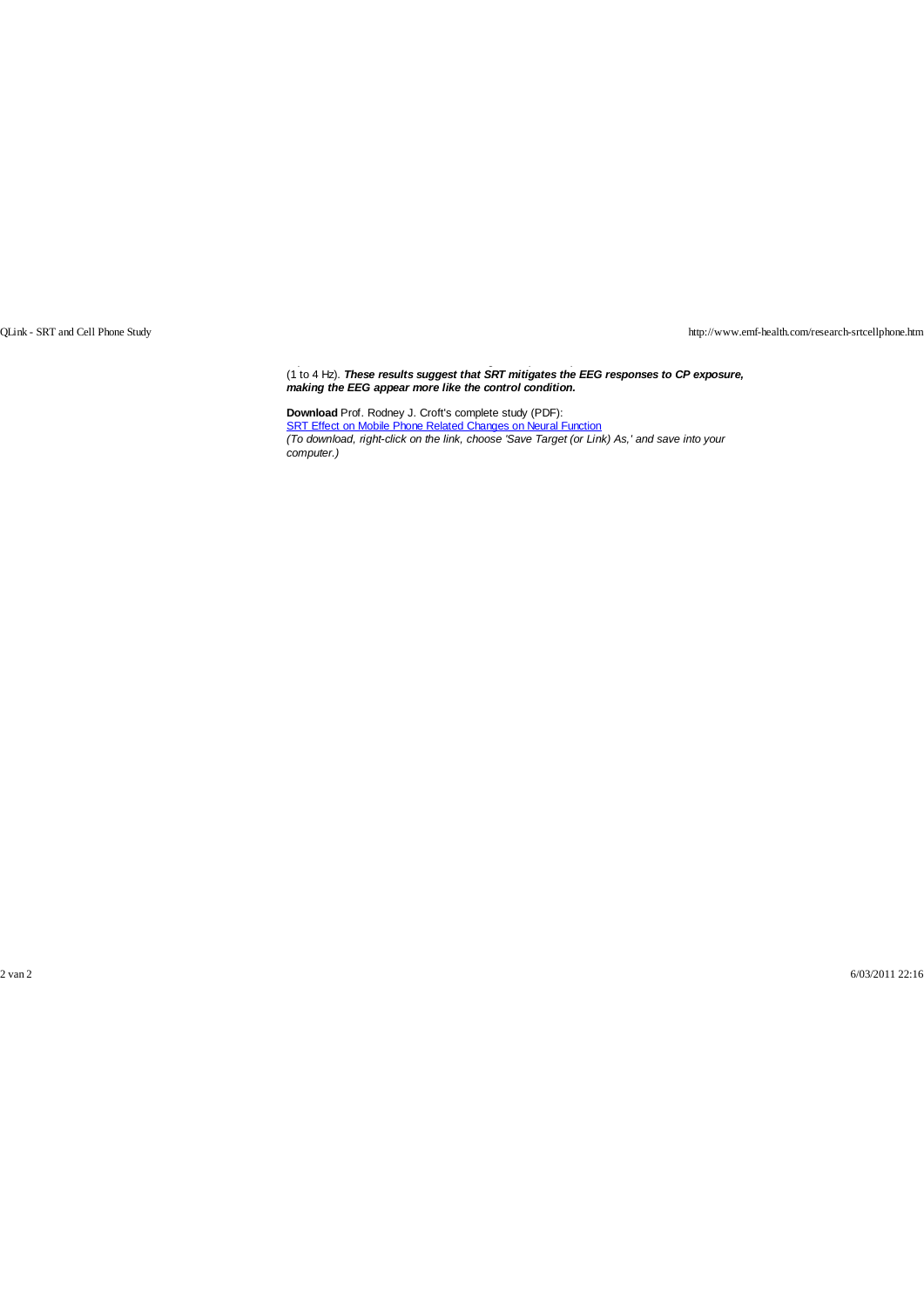(1 to 4 Hz). ***These results suggest that SRT mitigates the EEG responses to CP exposure, making the EEG appear more like the control condition.***

**Download** Prof. Rodney J. Croft's complete study (PDF):
SRT Effect on Mobile Phone Related Changes on Neural Function
*(To download, right-click on the link, choose 'Save Target (or Link) As,' and save into your computer.)*